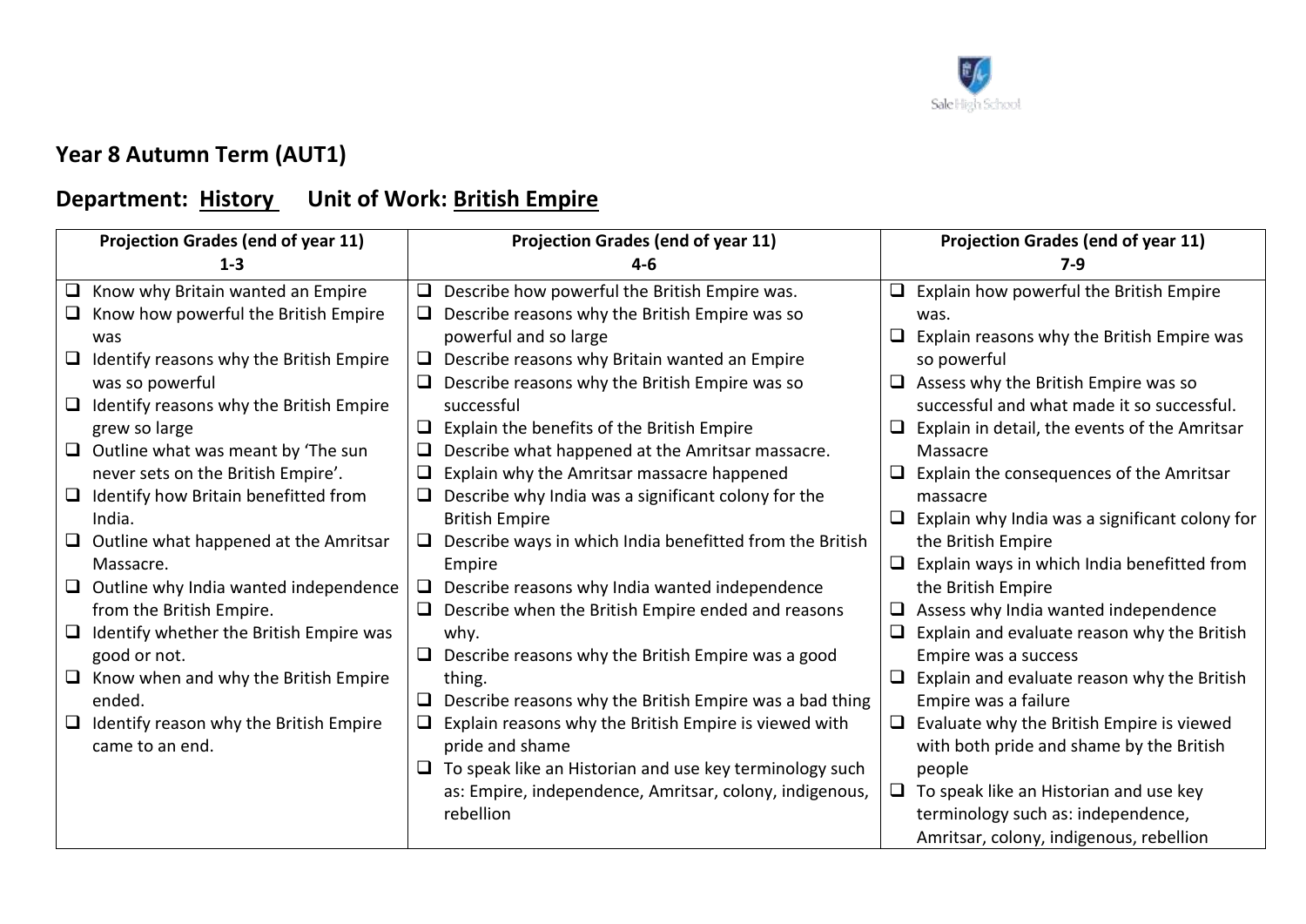## Year 8 Autumn Term (AUT1)

## Department: History   Unit of Work: British Empire

| Projection Grades (end of year 11) 1-3 | Projection Grades (end of year 11) 4-6 | Projection Grades (end of year 11) 7-9 |
|---|---|---|
| ❑ Know why Britain wanted an Empire<br>❑ Know how powerful the British Empire was<br>❑ Identify reasons why the British Empire was so powerful<br>❑ Identify reasons why the British Empire grew so large<br>❑ Outline what was meant by 'The sun never sets on the British Empire'.<br>❑ Identify how Britain benefitted from India.<br>❑ Outline what happened at the Amritsar Massacre.<br>❑ Outline why India wanted independence from the British Empire.<br>❑ Identify whether the British Empire was good or not.<br>❑ Know when and why the British Empire ended.<br>❑ Identify reason why the British Empire came to an end. | ❑ Describe how powerful the British Empire was.<br>❑ Describe reasons why the British Empire was so powerful and so large<br>❑ Describe reasons why Britain wanted an Empire<br>❑ Describe reasons why the British Empire was so successful<br>❑ Explain the benefits of the British Empire<br>❑ Describe what happened at the Amritsar massacre.<br>❑ Explain why the Amritsar massacre happened<br>❑ Describe why India was a significant colony for the British Empire<br>❑ Describe ways in which India benefitted from the British Empire<br>❑ Describe reasons why India wanted independence<br>❑ Describe when the British Empire ended and reasons why.<br>❑ Describe reasons why the British Empire was a good thing.<br>❑ Describe reasons why the British Empire was a bad thing<br>❑ Explain reasons why the British Empire is viewed with pride and shame<br>❑ To speak like an Historian and use key terminology such as: Empire, independence, Amritsar, colony, indigenous, rebellion | ❑ Explain how powerful the British Empire was.<br>❑ Explain reasons why the British Empire was so powerful<br>❑ Assess why the British Empire was so successful and what made it so successful.<br>❑ Explain in detail, the events of the Amritsar Massacre<br>❑ Explain the consequences of the Amritsar massacre<br>❑ Explain why India was a significant colony for the British Empire<br>❑ Explain ways in which India benefitted from the British Empire<br>❑ Assess why India wanted independence<br>❑ Explain and evaluate reason why the British Empire was a success<br>❑ Explain and evaluate reason why the British Empire was a failure<br>❑ Evaluate why the British Empire is viewed with both pride and shame by the British people<br>❑ To speak like an Historian and use key terminology such as: independence, Amritsar, colony, indigenous, rebellion |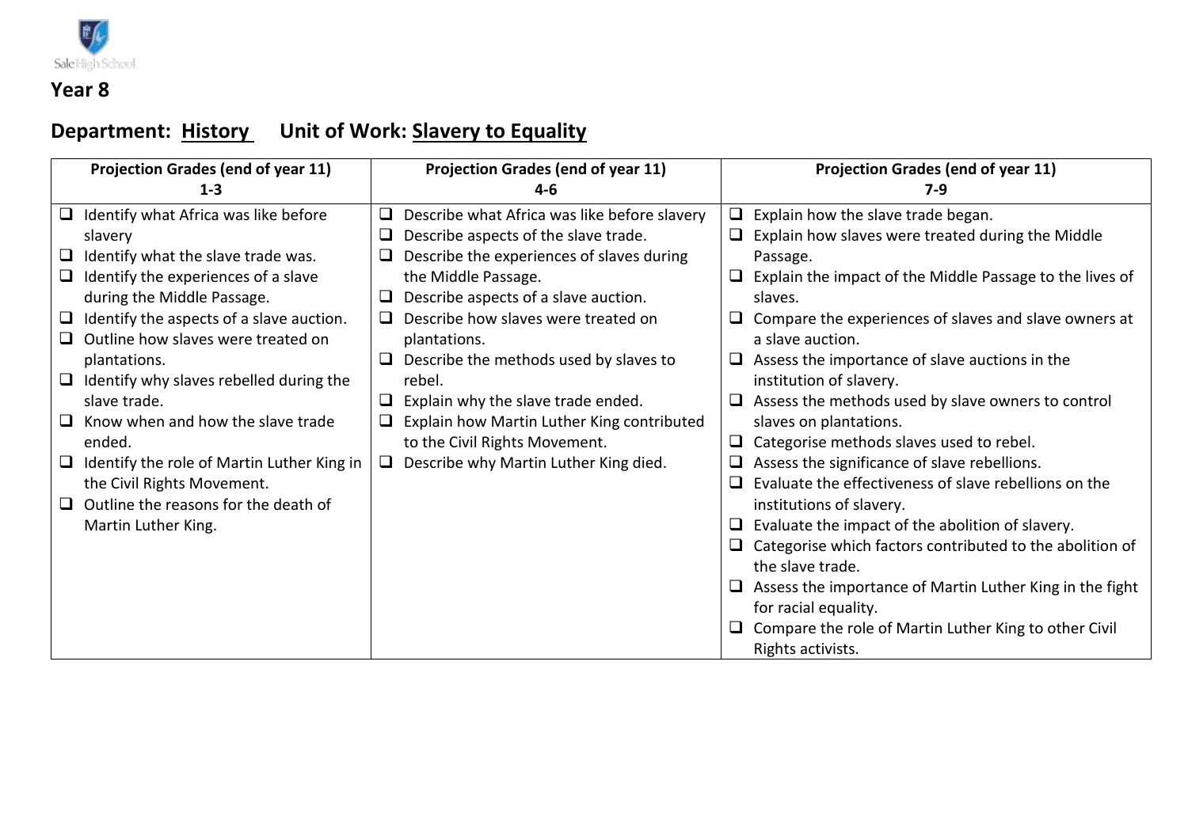Sale High School

# Year 8

## Department: History    Unit of Work: Slavery to Equality

| Projection Grades (end of year 11) 1-3 | Projection Grades (end of year 11) 4-6 | Projection Grades (end of year 11) 7-9 |
|---|---|---|
| ❑ Identify what Africa was like before slavery<br>❑ Identify what the slave trade was.<br>❑ Identify the experiences of a slave during the Middle Passage.<br>❑ Identify the aspects of a slave auction.<br>❑ Outline how slaves were treated on plantations.<br>❑ Identify why slaves rebelled during the slave trade.<br>❑ Know when and how the slave trade ended.<br>❑ Identify the role of Martin Luther King in the Civil Rights Movement.<br>❑ Outline the reasons for the death of Martin Luther King. | ❑ Describe what Africa was like before slavery<br>❑ Describe aspects of the slave trade.<br>❑ Describe the experiences of slaves during the Middle Passage.<br>❑ Describe aspects of a slave auction.<br>❑ Describe how slaves were treated on plantations.<br>❑ Describe the methods used by slaves to rebel.<br>❑ Explain why the slave trade ended.<br>❑ Explain how Martin Luther King contributed to the Civil Rights Movement.<br>❑ Describe why Martin Luther King died. | ❑ Explain how the slave trade began.<br>❑ Explain how slaves were treated during the Middle Passage.<br>❑ Explain the impact of the Middle Passage to the lives of slaves.<br>❑ Compare the experiences of slaves and slave owners at a slave auction.<br>❑ Assess the importance of slave auctions in the institution of slavery.<br>❑ Assess the methods used by slave owners to control slaves on plantations.<br>❑ Categorise methods slaves used to rebel.<br>❑ Assess the significance of slave rebellions.<br>❑ Evaluate the effectiveness of slave rebellions on the institutions of slavery.<br>❑ Evaluate the impact of the abolition of slavery.<br>❑ Categorise which factors contributed to the abolition of the slave trade.<br>❑ Assess the importance of Martin Luther King in the fight for racial equality.<br>❑ Compare the role of Martin Luther King to other Civil Rights activists. |